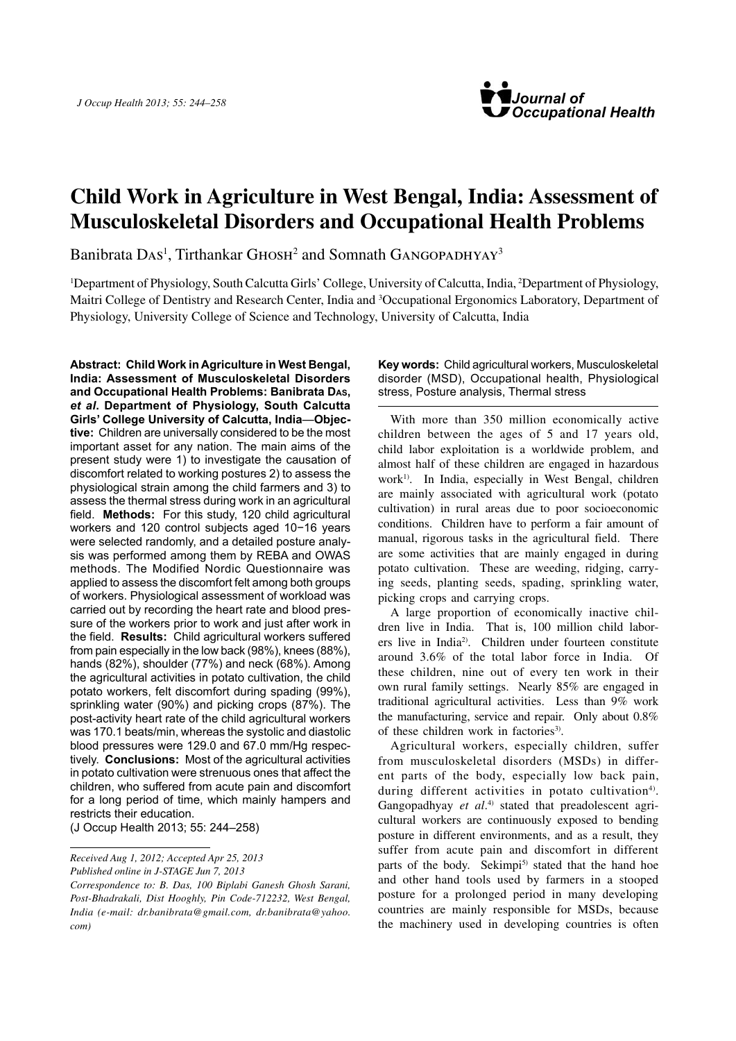# Child Work in Agriculture in West Bengal, India: Assessment of Musculoskeletal Disorders and Occupational Health Problems

Banibrata Das[1], Tirthankar Ghosh[2] and Somnath Gangopadhyay[3]

[1]Department of Physiology, South Calcutta Girls' College, University of Calcutta, India, [2]Department of Physiology, Maitri College of Dentistry and Research Center, India and [3]Occupational Ergonomics Laboratory, Department of Physiology, University College of Science and Technology, University of Calcutta, India

**Abstract: Child Work in Agriculture in West Bengal, India: Assessment of Musculoskeletal Disorders and Occupational Health Problems: Banibrata Das, *et al*. Department of Physiology, South Calcutta Girls' College University of Calcutta, India—Objective:** Children are universally considered to be the most important asset for any nation. The main aims of the present study were 1) to investigate the causation of discomfort related to working postures 2) to assess the physiological strain among the child farmers and 3) to assess the thermal stress during work in an agricultural field. **Methods:** For this study, 120 child agricultural workers and 120 control subjects aged 10−16 years were selected randomly, and a detailed posture analysis was performed among them by REBA and OWAS methods. The Modified Nordic Questionnaire was applied to assess the discomfort felt among both groups of workers. Physiological assessment of workload was carried out by recording the heart rate and blood pressure of the workers prior to work and just after work in the field. **Results:** Child agricultural workers suffered from pain especially in the low back (98%), knees (88%), hands (82%), shoulder (77%) and neck (68%). Among the agricultural activities in potato cultivation, the child potato workers, felt discomfort during spading (99%), sprinkling water (90%) and picking crops (87%). The post-activity heart rate of the child agricultural workers was 170.1 beats/min, whereas the systolic and diastolic blood pressures were 129.0 and 67.0 mm/Hg respectively. **Conclusions:** Most of the agricultural activities in potato cultivation were strenuous ones that affect the children, who suffered from acute pain and discomfort for a long period of time, which mainly hampers and restricts their education.
(J Occup Health 2013; 55: 244–258)

*Received Aug 1, 2012; Accepted Apr 25, 2013*
*Published online in J-STAGE Jun 7, 2013*
*Correspondence to: B. Das, 100 Biplabi Ganesh Ghosh Sarani, Post-Bhadrakali, Dist Hooghly, Pin Code-712232, West Bengal, India (e-mail: dr.banibrata@gmail.com, dr.banibrata@yahoo.com)*

**Key words:** Child agricultural workers, Musculoskeletal disorder (MSD), Occupational health, Physiological stress, Posture analysis, Thermal stress

With more than 350 million economically active children between the ages of 5 and 17 years old, child labor exploitation is a worldwide problem, and almost half of these children are engaged in hazardous work[1]. In India, especially in West Bengal, children are mainly associated with agricultural work (potato cultivation) in rural areas due to poor socioeconomic conditions. Children have to perform a fair amount of manual, rigorous tasks in the agricultural field. There are some activities that are mainly engaged in during potato cultivation. These are weeding, ridging, carrying seeds, planting seeds, spading, sprinkling water, picking crops and carrying crops.

A large proportion of economically inactive children live in India. That is, 100 million child laborers live in India[2]. Children under fourteen constitute around 3.6% of the total labor force in India. Of these children, nine out of every ten work in their own rural family settings. Nearly 85% are engaged in traditional agricultural activities. Less than 9% work the manufacturing, service and repair. Only about 0.8% of these children work in factories[3].

Agricultural workers, especially children, suffer from musculoskeletal disorders (MSDs) in different parts of the body, especially low back pain, during different activities in potato cultivation[4]. Gangopadhyay *et al*.[4] stated that preadolescent agricultural workers are continuously exposed to bending posture in different environments, and as a result, they suffer from acute pain and discomfort in different parts of the body. Sekimpi[5] stated that the hand hoe and other hand tools used by farmers in a stooped posture for a prolonged period in many developing countries are mainly responsible for MSDs, because the machinery used in developing countries is often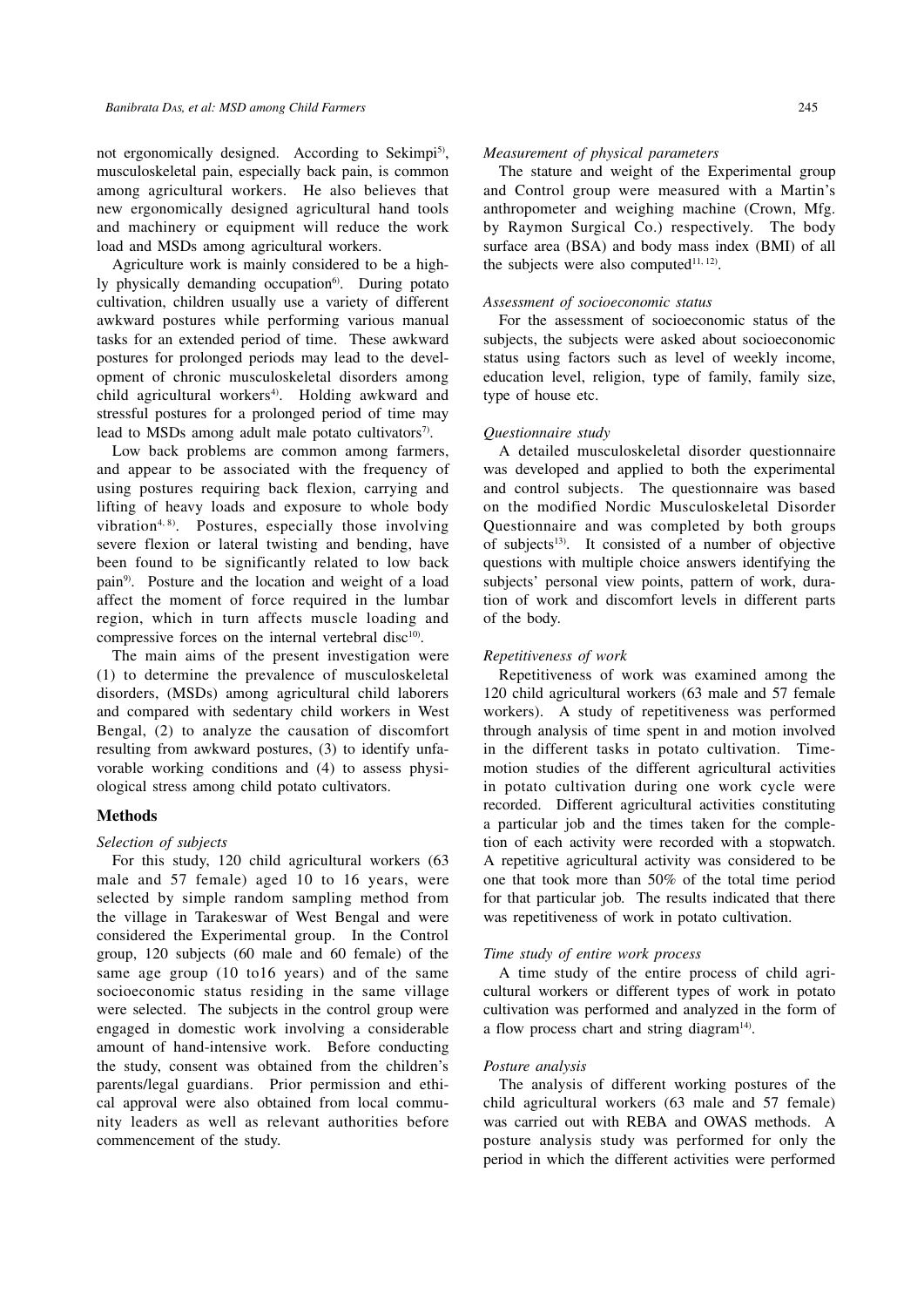not ergonomically designed. According to Sekimpi[5], musculoskeletal pain, especially back pain, is common among agricultural workers. He also believes that new ergonomically designed agricultural hand tools and machinery or equipment will reduce the work load and MSDs among agricultural workers.

Agriculture work is mainly considered to be a highly physically demanding occupation[6]. During potato cultivation, children usually use a variety of different awkward postures while performing various manual tasks for an extended period of time. These awkward postures for prolonged periods may lead to the development of chronic musculoskeletal disorders among child agricultural workers[4]. Holding awkward and stressful postures for a prolonged period of time may lead to MSDs among adult male potato cultivators[7].

Low back problems are common among farmers, and appear to be associated with the frequency of using postures requiring back flexion, carrying and lifting of heavy loads and exposure to whole body vibration[4, 8]. Postures, especially those involving severe flexion or lateral twisting and bending, have been found to be significantly related to low back pain[9]. Posture and the location and weight of a load affect the moment of force required in the lumbar region, which in turn affects muscle loading and compressive forces on the internal vertebral disc[10].

The main aims of the present investigation were (1) to determine the prevalence of musculoskeletal disorders, (MSDs) among agricultural child laborers and compared with sedentary child workers in West Bengal, (2) to analyze the causation of discomfort resulting from awkward postures, (3) to identify unfavorable working conditions and (4) to assess physiological stress among child potato cultivators.

## Methods

*Selection of subjects*

For this study, 120 child agricultural workers (63 male and 57 female) aged 10 to 16 years, were selected by simple random sampling method from the village in Tarakeswar of West Bengal and were considered the Experimental group. In the Control group, 120 subjects (60 male and 60 female) of the same age group (10 to16 years) and of the same socioeconomic status residing in the same village were selected. The subjects in the control group were engaged in domestic work involving a considerable amount of hand-intensive work. Before conducting the study, consent was obtained from the children's parents/legal guardians. Prior permission and ethical approval were also obtained from local community leaders as well as relevant authorities before commencement of the study.

*Measurement of physical parameters*

The stature and weight of the Experimental group and Control group were measured with a Martin's anthropometer and weighing machine (Crown, Mfg. by Raymon Surgical Co.) respectively. The body surface area (BSA) and body mass index (BMI) of all the subjects were also computed[11, 12].

*Assessment of socioeconomic status*

For the assessment of socioeconomic status of the subjects, the subjects were asked about socioeconomic status using factors such as level of weekly income, education level, religion, type of family, family size, type of house etc.

*Questionnaire study*

A detailed musculoskeletal disorder questionnaire was developed and applied to both the experimental and control subjects. The questionnaire was based on the modified Nordic Musculoskeletal Disorder Questionnaire and was completed by both groups of subjects[13]. It consisted of a number of objective questions with multiple choice answers identifying the subjects' personal view points, pattern of work, duration of work and discomfort levels in different parts of the body.

*Repetitiveness of work*

Repetitiveness of work was examined among the 120 child agricultural workers (63 male and 57 female workers). A study of repetitiveness was performed through analysis of time spent in and motion involved in the different tasks in potato cultivation. Time-motion studies of the different agricultural activities in potato cultivation during one work cycle were recorded. Different agricultural activities constituting a particular job and the times taken for the completion of each activity were recorded with a stopwatch. A repetitive agricultural activity was considered to be one that took more than 50% of the total time period for that particular job. The results indicated that there was repetitiveness of work in potato cultivation.

*Time study of entire work process*

A time study of the entire process of child agricultural workers or different types of work in potato cultivation was performed and analyzed in the form of a flow process chart and string diagram[14].

*Posture analysis*

The analysis of different working postures of the child agricultural workers (63 male and 57 female) was carried out with REBA and OWAS methods. A posture analysis study was performed for only the period in which the different activities were performed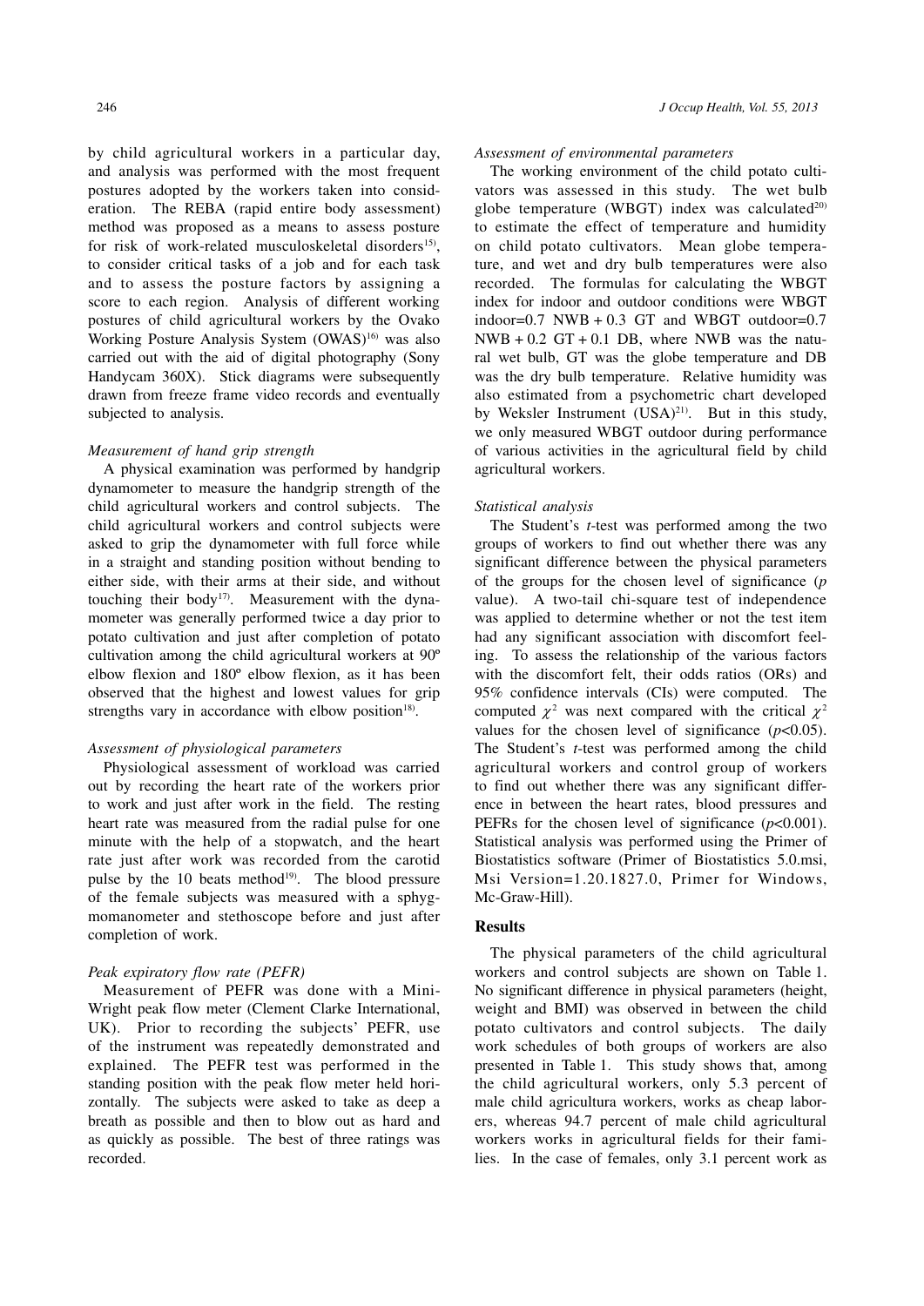by child agricultural workers in a particular day, and analysis was performed with the most frequent postures adopted by the workers taken into consideration. The REBA (rapid entire body assessment) method was proposed as a means to assess posture for risk of work-related musculoskeletal disorders[15], to consider critical tasks of a job and for each task and to assess the posture factors by assigning a score to each region. Analysis of different working postures of child agricultural workers by the Ovako Working Posture Analysis System (OWAS)[16] was also carried out with the aid of digital photography (Sony Handycam 360X). Stick diagrams were subsequently drawn from freeze frame video records and eventually subjected to analysis.

### *Measurement of hand grip strength*

A physical examination was performed by handgrip dynamometer to measure the handgrip strength of the child agricultural workers and control subjects. The child agricultural workers and control subjects were asked to grip the dynamometer with full force while in a straight and standing position without bending to either side, with their arms at their side, and without touching their body[17]. Measurement with the dynamometer was generally performed twice a day prior to potato cultivation and just after completion of potato cultivation among the child agricultural workers at 90º elbow flexion and 180º elbow flexion, as it has been observed that the highest and lowest values for grip strengths vary in accordance with elbow position[18].

### *Assessment of physiological parameters*

Physiological assessment of workload was carried out by recording the heart rate of the workers prior to work and just after work in the field. The resting heart rate was measured from the radial pulse for one minute with the help of a stopwatch, and the heart rate just after work was recorded from the carotid pulse by the 10 beats method[19]. The blood pressure of the female subjects was measured with a sphygmomanometer and stethoscope before and just after completion of work.

### *Peak expiratory flow rate (PEFR)*

Measurement of PEFR was done with a Mini-Wright peak flow meter (Clement Clarke International, UK). Prior to recording the subjects' PEFR, use of the instrument was repeatedly demonstrated and explained. The PEFR test was performed in the standing position with the peak flow meter held horizontally. The subjects were asked to take as deep a breath as possible and then to blow out as hard and as quickly as possible. The best of three ratings was recorded.

### *Assessment of environmental parameters*

The working environment of the child potato cultivators was assessed in this study. The wet bulb globe temperature (WBGT) index was calculated[20] to estimate the effect of temperature and humidity on child potato cultivators. Mean globe temperature, and wet and dry bulb temperatures were also recorded. The formulas for calculating the WBGT index for indoor and outdoor conditions were WBGT indoor=0.7 NWB + 0.3 GT and WBGT outdoor=0.7 NWB + 0.2 GT + 0.1 DB, where NWB was the natural wet bulb, GT was the globe temperature and DB was the dry bulb temperature. Relative humidity was also estimated from a psychometric chart developed by Weksler Instrument (USA)[21]. But in this study, we only measured WBGT outdoor during performance of various activities in the agricultural field by child agricultural workers.

### *Statistical analysis*

The Student's *t*-test was performed among the two groups of workers to find out whether there was any significant difference between the physical parameters of the groups for the chosen level of significance (*p* value). A two-tail chi-square test of independence was applied to determine whether or not the test item had any significant association with discomfort feeling. To assess the relationship of the various factors with the discomfort felt, their odds ratios (ORs) and 95% confidence intervals (CIs) were computed. The computed $\chi^2$ was next compared with the critical $\chi^2$ values for the chosen level of significance ($p<0.05$). The Student's *t*-test was performed among the child agricultural workers and control group of workers to find out whether there was any significant difference in between the heart rates, blood pressures and PEFRs for the chosen level of significance ($p<0.001$). Statistical analysis was performed using the Primer of Biostatistics software (Primer of Biostatistics 5.0.msi, Msi Version=1.20.1827.0, Primer for Windows, Mc-Graw-Hill).

## Results

The physical parameters of the child agricultural workers and control subjects are shown on Table 1. No significant difference in physical parameters (height, weight and BMI) was observed in between the child potato cultivators and control subjects. The daily work schedules of both groups of workers are also presented in Table 1. This study shows that, among the child agricultural workers, only 5.3 percent of male child agricultura workers, works as cheap laborers, whereas 94.7 percent of male child agricultural workers works in agricultural fields for their families. In the case of females, only 3.1 percent work as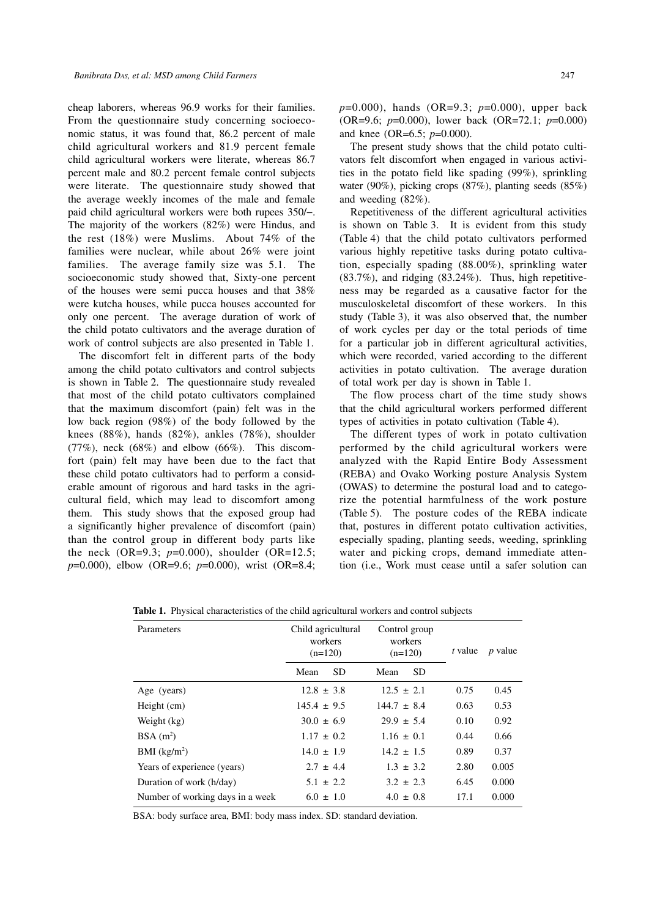cheap laborers, whereas 96.9 works for their families. From the questionnaire study concerning socioeconomic status, it was found that, 86.2 percent of male child agricultural workers and 81.9 percent female child agricultural workers were literate, whereas 86.7 percent male and 80.2 percent female control subjects were literate. The questionnaire study showed that the average weekly incomes of the male and female paid child agricultural workers were both rupees 350/–. The majority of the workers (82%) were Hindus, and the rest (18%) were Muslims. About 74% of the families were nuclear, while about 26% were joint families. The average family size was 5.1. The socioeconomic study showed that, Sixty-one percent of the houses were semi pucca houses and that 38% were kutcha houses, while pucca houses accounted for only one percent. The average duration of work of the child potato cultivators and the average duration of work of control subjects are also presented in Table 1.

The discomfort felt in different parts of the body among the child potato cultivators and control subjects is shown in Table 2. The questionnaire study revealed that most of the child potato cultivators complained that the maximum discomfort (pain) felt was in the low back region (98%) of the body followed by the knees (88%), hands (82%), ankles (78%), shoulder (77%), neck (68%) and elbow (66%). This discomfort (pain) felt may have been due to the fact that these child potato cultivators had to perform a considerable amount of rigorous and hard tasks in the agricultural field, which may lead to discomfort among them. This study shows that the exposed group had a significantly higher prevalence of discomfort (pain) than the control group in different body parts like the neck (OR=9.3; $p$=0.000), shoulder (OR=12.5; $p$=0.000), elbow (OR=9.6; $p$=0.000), wrist (OR=8.4; $p$=0.000), hands (OR=9.3; $p$=0.000), upper back (OR=9.6; $p$=0.000), lower back (OR=72.1; $p$=0.000) and knee (OR=6.5; $p$=0.000).

The present study shows that the child potato cultivators felt discomfort when engaged in various activities in the potato field like spading (99%), sprinkling water (90%), picking crops (87%), planting seeds (85%) and weeding (82%).

Repetitiveness of the different agricultural activities is shown on Table 3. It is evident from this study (Table 4) that the child potato cultivators performed various highly repetitive tasks during potato cultivation, especially spading (88.00%), sprinkling water (83.7%), and ridging (83.24%). Thus, high repetitiveness may be regarded as a causative factor for the musculoskeletal discomfort of these workers. In this study (Table 3), it was also observed that, the number of work cycles per day or the total periods of time for a particular job in different agricultural activities, which were recorded, varied according to the different activities in potato cultivation. The average duration of total work per day is shown in Table 1.

The flow process chart of the time study shows that the child agricultural workers performed different types of activities in potato cultivation (Table 4).

The different types of work in potato cultivation performed by the child agricultural workers were analyzed with the Rapid Entire Body Assessment (REBA) and Ovako Working posture Analysis System (OWAS) to determine the postural load and to categorize the potential harmfulness of the work posture (Table 5). The posture codes of the REBA indicate that, postures in different potato cultivation activities, especially spading, planting seeds, weeding, sprinkling water and picking crops, demand immediate attention (i.e., Work must cease until a safer solution can

**Table 1.** Physical characteristics of the child agricultural workers and control subjects

| Parameters | Child agricultural workers (n=120) | | Control group workers (n=120) | | $t$ value | $p$ value |
|---|---|---|---|---|---|---|
| | Mean | SD | Mean | SD | | |
| Age (years) | 12.8 | ± 3.8 | 12.5 | ± 2.1 | 0.75 | 0.45 |
| Height (cm) | 145.4 | ± 9.5 | 144.7 | ± 8.4 | 0.63 | 0.53 |
| Weight (kg) | 30.0 | ± 6.9 | 29.9 | ± 5.4 | 0.10 | 0.92 |
| BSA ($m^2$) | 1.17 | ± 0.2 | 1.16 | ± 0.1 | 0.44 | 0.66 |
| BMI ($kg/m^2$) | 14.0 | ± 1.9 | 14.2 | ± 1.5 | 0.89 | 0.37 |
| Years of experience (years) | 2.7 | ± 4.4 | 1.3 | ± 3.2 | 2.80 | 0.005 |
| Duration of work (h/day) | 5.1 | ± 2.2 | 3.2 | ± 2.3 | 6.45 | 0.000 |
| Number of working days in a week | 6.0 | ± 1.0 | 4.0 | ± 0.8 | 17.1 | 0.000 |

BSA: body surface area, BMI: body mass index. SD: standard deviation.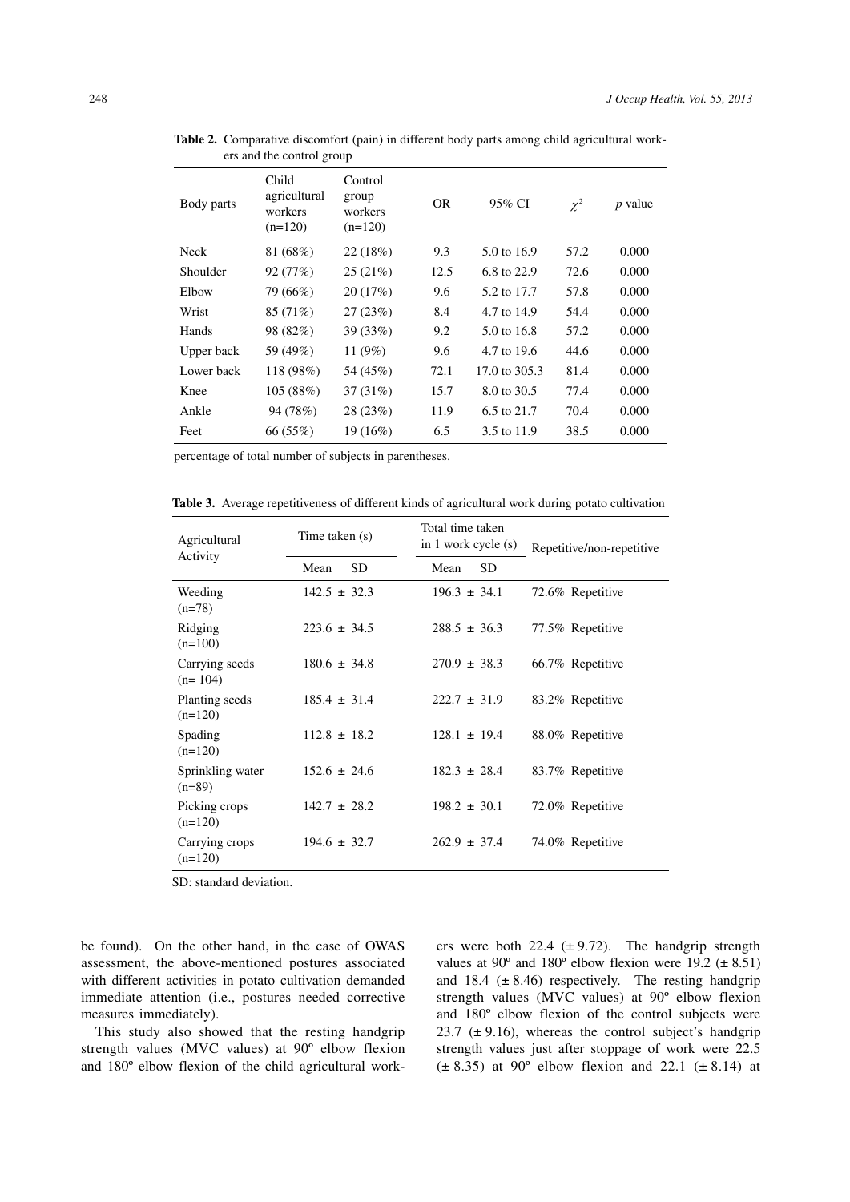**Table 2.** Comparative discomfort (pain) in different body parts among child agricultural workers and the control group

| Body parts | Child agricultural workers (n=120) | Control group workers (n=120) | OR | 95% CI | $\chi^2$ | *p* value |
|---|---|---|---|---|---|---|
| Neck | 81 (68%) | 22 (18%) | 9.3 | 5.0 to 16.9 | 57.2 | 0.000 |
| Shoulder | 92 (77%) | 25 (21%) | 12.5 | 6.8 to 22.9 | 72.6 | 0.000 |
| Elbow | 79 (66%) | 20 (17%) | 9.6 | 5.2 to 17.7 | 57.8 | 0.000 |
| Wrist | 85 (71%) | 27 (23%) | 8.4 | 4.7 to 14.9 | 54.4 | 0.000 |
| Hands | 98 (82%) | 39 (33%) | 9.2 | 5.0 to 16.8 | 57.2 | 0.000 |
| Upper back | 59 (49%) | 11 (9%) | 9.6 | 4.7 to 19.6 | 44.6 | 0.000 |
| Lower back | 118 (98%) | 54 (45%) | 72.1 | 17.0 to 305.3 | 81.4 | 0.000 |
| Knee | 105 (88%) | 37 (31%) | 15.7 | 8.0 to 30.5 | 77.4 | 0.000 |
| Ankle | 94 (78%) | 28 (23%) | 11.9 | 6.5 to 21.7 | 70.4 | 0.000 |
| Feet | 66 (55%) | 19 (16%) | 6.5 | 3.5 to 11.9 | 38.5 | 0.000 |

percentage of total number of subjects in parentheses.

**Table 3.** Average repetitiveness of different kinds of agricultural work during potato cultivation

| Agricultural Activity | Time taken (s) | | Total time taken in 1 work cycle (s) | | Repetitive/non-repetitive |
|---|---|---|---|---|---|
| | Mean | SD | Mean | SD | |
| Weeding (n=78) | 142.5 | ± 32.3 | 196.3 | ± 34.1 | 72.6% Repetitive |
| Ridging (n=100) | 223.6 | ± 34.5 | 288.5 | ± 36.3 | 77.5% Repetitive |
| Carrying seeds (n= 104) | 180.6 | ± 34.8 | 270.9 | ± 38.3 | 66.7% Repetitive |
| Planting seeds (n=120) | 185.4 | ± 31.4 | 222.7 | ± 31.9 | 83.2% Repetitive |
| Spading (n=120) | 112.8 | ± 18.2 | 128.1 | ± 19.4 | 88.0% Repetitive |
| Sprinkling water (n=89) | 152.6 | ± 24.6 | 182.3 | ± 28.4 | 83.7% Repetitive |
| Picking crops (n=120) | 142.7 | ± 28.2 | 198.2 | ± 30.1 | 72.0% Repetitive |
| Carrying crops (n=120) | 194.6 | ± 32.7 | 262.9 | ± 37.4 | 74.0% Repetitive |

SD: standard deviation.

be found). On the other hand, in the case of OWAS assessment, the above-mentioned postures associated with different activities in potato cultivation demanded immediate attention (i.e., postures needed corrective measures immediately).

This study also showed that the resting handgrip strength values (MVC values) at 90º elbow flexion and 180º elbow flexion of the child agricultural workers were both 22.4 (± 9.72). The handgrip strength values at 90º and 180º elbow flexion were 19.2 (± 8.51) and 18.4 (± 8.46) respectively. The resting handgrip strength values (MVC values) at 90º elbow flexion and 180º elbow flexion of the control subjects were 23.7 (± 9.16), whereas the control subject's handgrip strength values just after stoppage of work were 22.5 (± 8.35) at 90º elbow flexion and 22.1 (± 8.14) at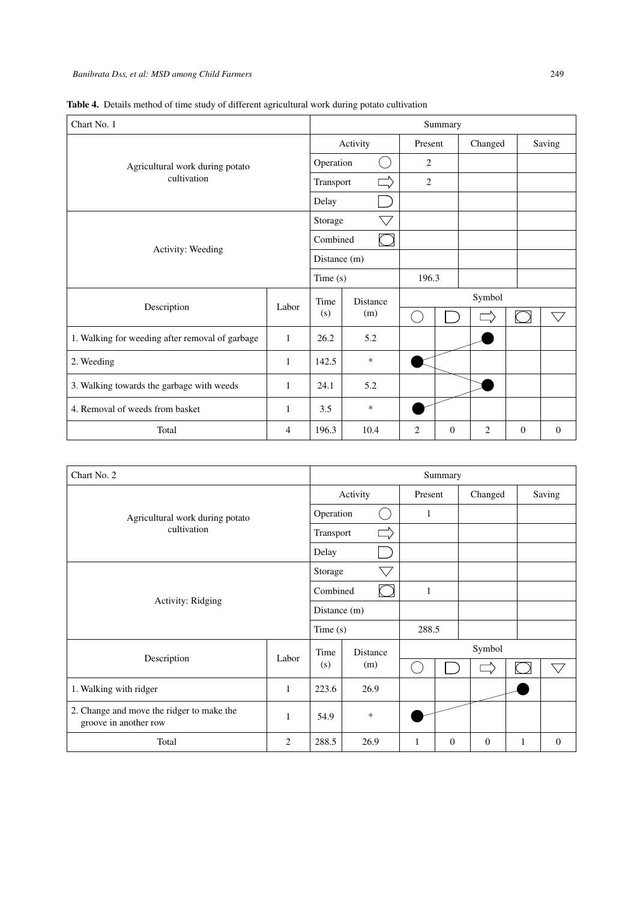**Table 4.** Details method of time study of different agricultural work during potato cultivation

| Chart No. 1 | | Summary | | | | | | |
|---|---|---|---|---|---|---|---|---|
| Agricultural work during potato cultivation | | Activity | | Present | | Changed | | Saving |
| | | Operation ◯ | | 2 | | | | |
| | | Transport ⇨ | | 2 | | | | |
| | | Delay D | | | | | | |
| Activity: Weeding | | Storage ▽ | | | | | | |
| | | Combined | | | | | | |
| | | Distance (m) | | | | | | |
| | | Time (s) | | 196.3 | | | | |
| Description | Labor | Time (s) | Distance (m) | ◯ | D | ⇨ | Combined | ▽ |
| 1. Walking for weeding after removal of garbage | 1 | 26.2 | 5.2 | | | ● | | |
| 2. Weeding | 1 | 142.5 | * | ● | | | | |
| 3. Walking towards the garbage with weeds | 1 | 24.1 | 5.2 | | | ● | | |
| 4. Removal of weeds from basket | 1 | 3.5 | * | ● | | | | |
| Total | 4 | 196.3 | 10.4 | 2 | 0 | 2 | 0 | 0 |

| Chart No. 2 | | Summary | | | | | | |
|---|---|---|---|---|---|---|---|---|
| Agricultural work during potato cultivation | | Activity | | Present | | Changed | | Saving |
| | | Operation ◯ | | 1 | | | | |
| | | Transport ⇨ | | | | | | |
| | | Delay D | | | | | | |
| Activity: Ridging | | Storage ▽ | | | | | | |
| | | Combined | | 1 | | | | |
| | | Distance (m) | | | | | | |
| | | Time (s) | | 288.5 | | | | |
| Description | Labor | Time (s) | Distance (m) | ◯ | D | ⇨ | Combined | ▽ |
| 1. Walking with ridger | 1 | 223.6 | 26.9 | | | | ● | |
| 2. Change and move the ridger to make the groove in another row | 1 | 54.9 | * | ● | | | | |
| Total | 2 | 288.5 | 26.9 | 1 | 0 | 0 | 1 | 0 |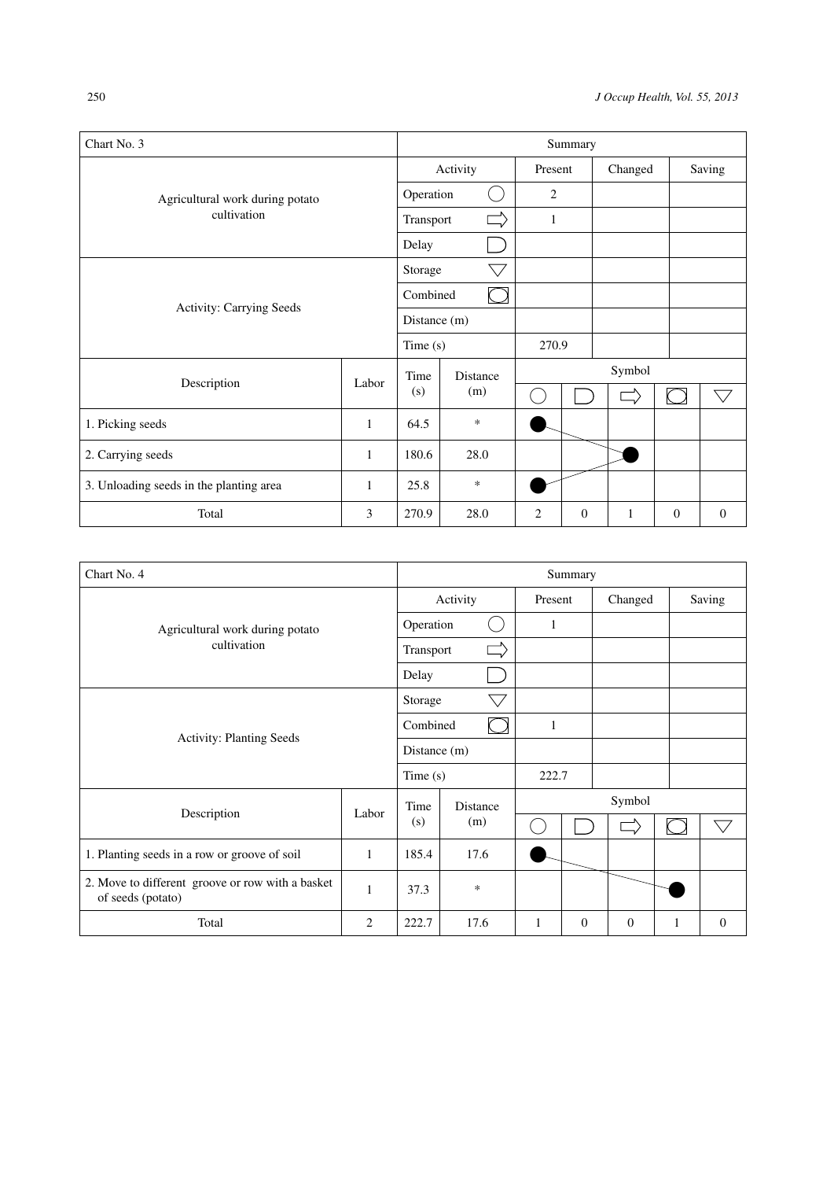| Chart No. 3 | | Summary | | | | |
|---|---|---|---|---|---|---|
| Agricultural work during potato cultivation | | Activity | | Present | Changed | Saving |
| | | Operation ◯ | | 2 | | |
| | | Transport ⇨ | | 1 | | |
| | | Delay D | | | | |
| Activity: Carrying Seeds | | Storage ▽ | | | | |
| | | Combined | | | | |
| | | Distance (m) | | | | |
| | | Time (s) | | 270.9 | | |

| Description | Labor | Time (s) | Distance (m) | ◯ | D | ⇨ | Combined | ▽ |
|---|---|---|---|---|---|---|---|---|
| 1. Picking seeds | 1 | 64.5 | * | ● | | | | |
| 2. Carrying seeds | 1 | 180.6 | 28.0 | | | ● | | |
| 3. Unloading seeds in the planting area | 1 | 25.8 | * | ● | | | | |
| Total | 3 | 270.9 | 28.0 | 2 | 0 | 1 | 0 | 0 |

| Chart No. 4 | | Summary | | | | |
|---|---|---|---|---|---|---|
| Agricultural work during potato cultivation | | Activity | | Present | Changed | Saving |
| | | Operation ◯ | | 1 | | |
| | | Transport ⇨ | | | | |
| | | Delay D | | | | |
| Activity: Planting Seeds | | Storage ▽ | | | | |
| | | Combined | | 1 | | |
| | | Distance (m) | | | | |
| | | Time (s) | | 222.7 | | |

| Description | Labor | Time (s) | Distance (m) | ◯ | D | ⇨ | Combined | ▽ |
|---|---|---|---|---|---|---|---|---|
| 1. Planting seeds in a row or groove of soil | 1 | 185.4 | 17.6 | ● | | | | |
| 2. Move to different groove or row with a basket of seeds (potato) | 1 | 37.3 | * | | | | ● | |
| Total | 2 | 222.7 | 17.6 | 1 | 0 | 0 | 1 | 0 |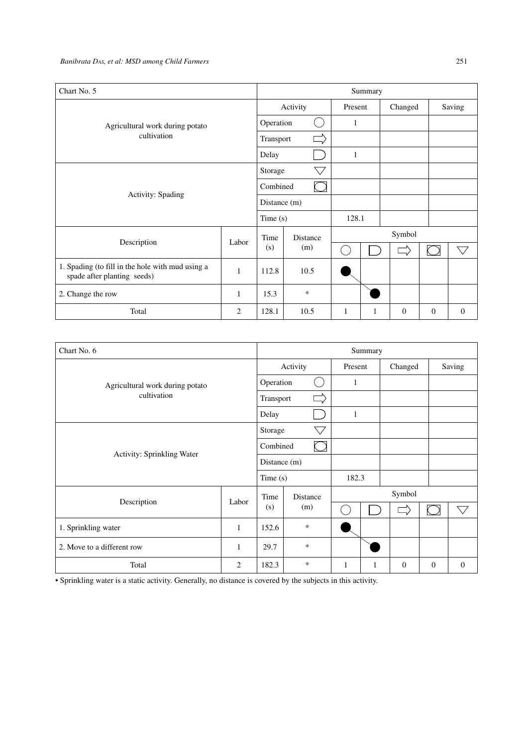| Chart No. 5 | | Summary | | | | | | |
|---|---|---|---|---|---|---|---|---|
| Agricultural work during potato cultivation | | Activity | | Present | Changed | | Saving | |
| | | Operation ○ | | 1 | | | | |
| | | Transport ⇨ | | | | | | |
| | | Delay D | | 1 | | | | |
| Activity: Spading | | Storage ▽ | | | | | | |
| | | Combined | | | | | | |
| | | Distance (m) | | | | | | |
| | | Time (s) | | 128.1 | | | | |
| Description | Labor | Time (s) | Distance (m) | Symbol | | | | |
| | | | | ○ | D | ⇨ | Combined | ▽ |
| 1. Spading (to fill in the hole with mud using a spade after planting seeds) | 1 | 112.8 | 10.5 | ● | | | | |
| 2. Change the row | 1 | 15.3 | * | | ● | | | |
| Total | 2 | 128.1 | 10.5 | 1 | 1 | 0 | 0 | 0 |

| Chart No. 6 | | Summary | | | | | | |
|---|---|---|---|---|---|---|---|---|
| Agricultural work during potato cultivation | | Activity | | Present | Changed | | Saving | |
| | | Operation ○ | | 1 | | | | |
| | | Transport ⇨ | | | | | | |
| | | Delay D | | 1 | | | | |
| Activity: Sprinkling Water | | Storage ▽ | | | | | | |
| | | Combined | | | | | | |
| | | Distance (m) | | | | | | |
| | | Time (s) | | 182.3 | | | | |
| Description | Labor | Time (s) | Distance (m) | Symbol | | | | |
| | | | | ○ | D | ⇨ | Combined | ▽ |
| 1. Sprinkling water | 1 | 152.6 | * | ● | | | | |
| 2. Move to a different row | 1 | 29.7 | * | | ● | | | |
| Total | 2 | 182.3 | * | 1 | 1 | 0 | 0 | 0 |

• Sprinkling water is a static activity. Generally, no distance is covered by the subjects in this activity.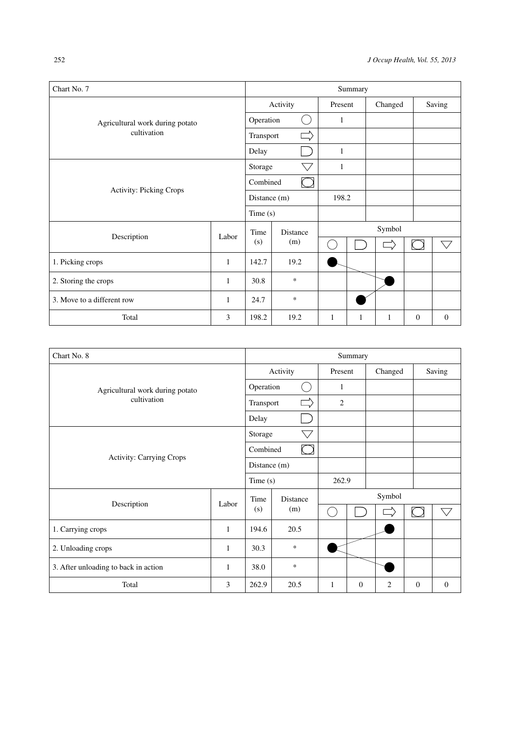| Chart No. 7 | | Summary | | | | | | |
|---|---|---|---|---|---|---|---|---|
| Agricultural work during potato cultivation | | Activity | | Present | | Changed | Saving | |
| | | Operation ◯ | | 1 | | | | |
| | | Transport ⇨ | | | | | | |
| | | Delay D | | 1 | | | | |
| Activity: Picking Crops | | Storage ▽ | | 1 | | | | |
| | | Combined | | | | | | |
| | | Distance (m) | | 198.2 | | | | |
| | | Time (s) | | | | | | |
| Description | Labor | Time (s) | Distance (m) | Symbol | | | | |
| | | | | ◯ | D | ⇨ | Combined | ▽ |
| 1. Picking crops | 1 | 142.7 | 19.2 | ● | | | | |
| 2. Storing the crops | 1 | 30.8 | * | | | ● | | |
| 3. Move to a different row | 1 | 24.7 | * | | ● | | | |
| Total | 3 | 198.2 | 19.2 | 1 | 1 | 1 | 0 | 0 |

| Chart No. 8 | | Summary | | | | | | |
|---|---|---|---|---|---|---|---|---|
| Agricultural work during potato cultivation | | Activity | | Present | | Changed | Saving | |
| | | Operation ◯ | | 1 | | | | |
| | | Transport ⇨ | | 2 | | | | |
| | | Delay D | | | | | | |
| Activity: Carrying Crops | | Storage ▽ | | | | | | |
| | | Combined | | | | | | |
| | | Distance (m) | | | | | | |
| | | Time (s) | | 262.9 | | | | |
| Description | Labor | Time (s) | Distance (m) | Symbol | | | | |
| | | | | ◯ | D | ⇨ | Combined | ▽ |
| 1. Carrying crops | 1 | 194.6 | 20.5 | | | ● | | |
| 2. Unloading crops | 1 | 30.3 | * | ● | | | | |
| 3. After unloading to back in action | 1 | 38.0 | * | | | ● | | |
| Total | 3 | 262.9 | 20.5 | 1 | 0 | 2 | 0 | 0 |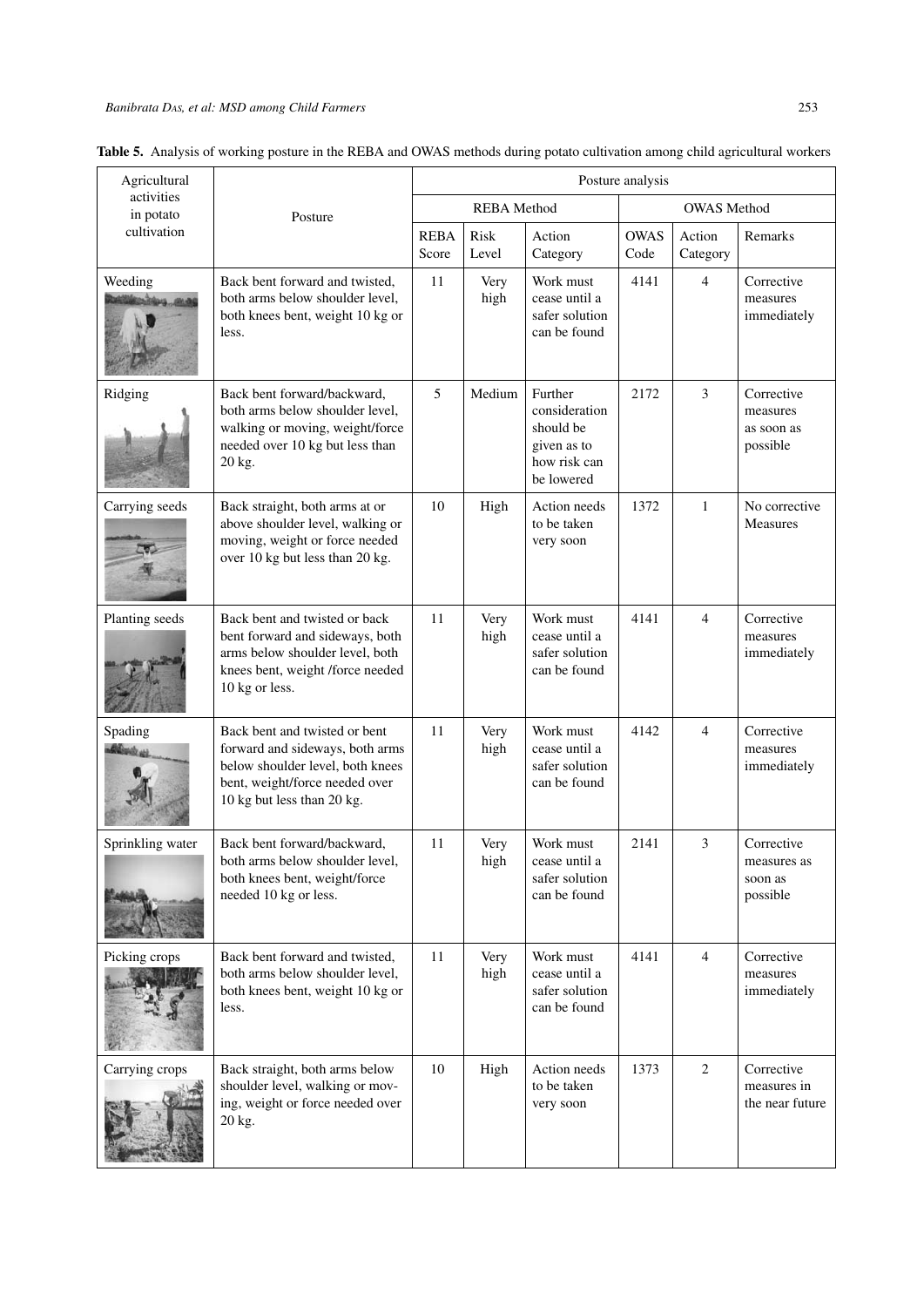**Table 5.** Analysis of working posture in the REBA and OWAS methods during potato cultivation among child agricultural workers

| Agricultural activities in potato cultivation | Posture | Posture analysis | | | | | |
|---|---|---|---|---|---|---|---|
| | | REBA Method | | | OWAS Method | | |
| | | REBA Score | Risk Level | Action Category | OWAS Code | Action Category | Remarks |
| Weeding | Back bent forward and twisted, both arms below shoulder level, both knees bent, weight 10 kg or less. | 11 | Very high | Work must cease until a safer solution can be found | 4141 | 4 | Corrective measures immediately |
| Ridging | Back bent forward/backward, both arms below shoulder level, walking or moving, weight/force needed over 10 kg but less than 20 kg. | 5 | Medium | Further consideration should be given as to how risk can be lowered | 2172 | 3 | Corrective measures as soon as possible |
| Carrying seeds | Back straight, both arms at or above shoulder level, walking or moving, weight or force needed over 10 kg but less than 20 kg. | 10 | High | Action needs to be taken very soon | 1372 | 1 | No corrective Measures |
| Planting seeds | Back bent and twisted or back bent forward and sideways, both arms below shoulder level, both knees bent, weight /force needed 10 kg or less. | 11 | Very high | Work must cease until a safer solution can be found | 4141 | 4 | Corrective measures immediately |
| Spading | Back bent and twisted or bent forward and sideways, both arms below shoulder level, both knees bent, weight/force needed over 10 kg but less than 20 kg. | 11 | Very high | Work must cease until a safer solution can be found | 4142 | 4 | Corrective measures immediately |
| Sprinkling water | Back bent forward/backward, both arms below shoulder level, both knees bent, weight/force needed 10 kg or less. | 11 | Very high | Work must cease until a safer solution can be found | 2141 | 3 | Corrective measures as soon as possible |
| Picking crops | Back bent forward and twisted, both arms below shoulder level, both knees bent, weight 10 kg or less. | 11 | Very high | Work must cease until a safer solution can be found | 4141 | 4 | Corrective measures immediately |
| Carrying crops | Back straight, both arms below shoulder level, walking or moving, weight or force needed over 20 kg. | 10 | High | Action needs to be taken very soon | 1373 | 2 | Corrective measures in the near future |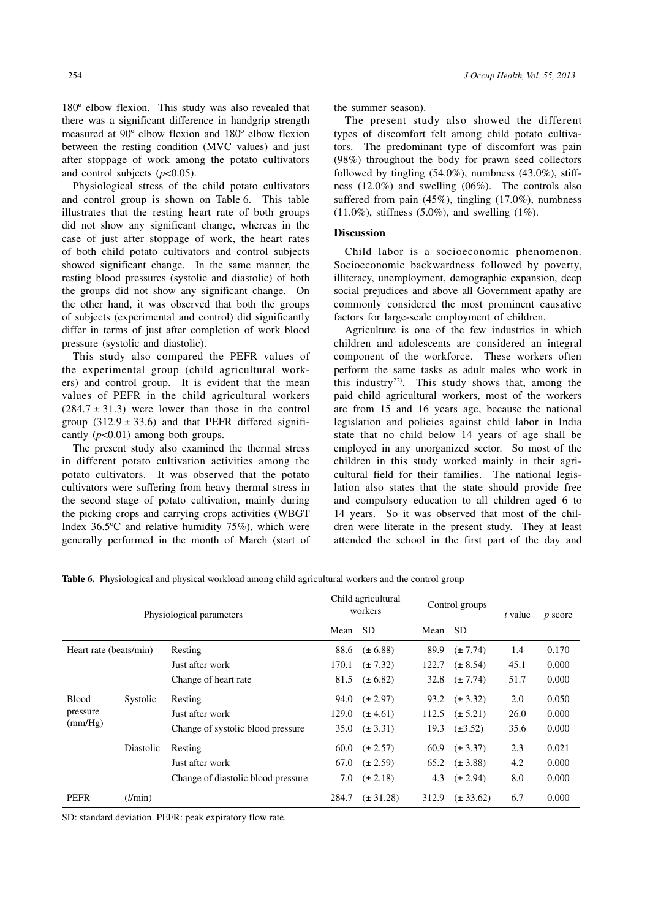180º elbow flexion. This study was also revealed that there was a significant difference in handgrip strength measured at 90º elbow flexion and 180º elbow flexion between the resting condition (MVC values) and just after stoppage of work among the potato cultivators and control subjects ($p<0.05$).

Physiological stress of the child potato cultivators and control group is shown on Table 6. This table illustrates that the resting heart rate of both groups did not show any significant change, whereas in the case of just after stoppage of work, the heart rates of both child potato cultivators and control subjects showed significant change. In the same manner, the resting blood pressures (systolic and diastolic) of both the groups did not show any significant change. On the other hand, it was observed that both the groups of subjects (experimental and control) did significantly differ in terms of just after completion of work blood pressure (systolic and diastolic).

This study also compared the PEFR values of the experimental group (child agricultural workers) and control group. It is evident that the mean values of PEFR in the child agricultural workers ($284.7 \pm 31.3$) were lower than those in the control group ($312.9 \pm 33.6$) and that PEFR differed significantly ($p<0.01$) among both groups.

The present study also examined the thermal stress in different potato cultivation activities among the potato cultivators. It was observed that the potato cultivators were suffering from heavy thermal stress in the second stage of potato cultivation, mainly during the picking crops and carrying crops activities (WBGT Index 36.5ºC and relative humidity 75%), which were generally performed in the month of March (start of the summer season).

The present study also showed the different types of discomfort felt among child potato cultivators. The predominant type of discomfort was pain (98%) throughout the body for prawn seed collectors followed by tingling (54.0%), numbness (43.0%), stiffness (12.0%) and swelling (06%). The controls also suffered from pain (45%), tingling (17.0%), numbness (11.0%), stiffness (5.0%), and swelling (1%).

## Discussion

Child labor is a socioeconomic phenomenon. Socioeconomic backwardness followed by poverty, illiteracy, unemployment, demographic expansion, deep social prejudices and above all Government apathy are commonly considered the most prominent causative factors for large-scale employment of children.

Agriculture is one of the few industries in which children and adolescents are considered an integral component of the workforce. These workers often perform the same tasks as adult males who work in this industry[22]. This study shows that, among the paid child agricultural workers, most of the workers are from 15 and 16 years age, because the national legislation and policies against child labor in India state that no child below 14 years of age shall be employed in any unorganized sector. So most of the children in this study worked mainly in their agricultural field for their families. The national legislation also states that the state should provide free and compulsory education to all children aged 6 to 14 years. So it was observed that most of the children were literate in the present study. They at least attended the school in the first part of the day and

**Table 6.** Physiological and physical workload among child agricultural workers and the control group

| Physiological parameters | | | Child agricultural workers | | Control groups | | *t* value | *p* score |
|---|---|---|---|---|---|---|---|---|
| | | | Mean | SD | Mean | SD | | |
| Heart rate (beats/min) | | Resting | 88.6 | (± 6.88) | 89.9 | (± 7.74) | 1.4 | 0.170 |
| | | Just after work | 170.1 | (± 7.32) | 122.7 | (± 8.54) | 45.1 | 0.000 |
| | | Change of heart rate | 81.5 | (± 6.82) | 32.8 | (± 7.74) | 51.7 | 0.000 |
| Blood pressure (mm/Hg) | Systolic | Resting | 94.0 | (± 2.97) | 93.2 | (± 3.32) | 2.0 | 0.050 |
| | | Just after work | 129.0 | (± 4.61) | 112.5 | (± 5.21) | 26.0 | 0.000 |
| | | Change of systolic blood pressure | 35.0 | (± 3.31) | 19.3 | (±3.52) | 35.6 | 0.000 |
| | Diastolic | Resting | 60.0 | (± 2.57) | 60.9 | (± 3.37) | 2.3 | 0.021 |
| | | Just after work | 67.0 | (± 2.59) | 65.2 | (± 3.88) | 4.2 | 0.000 |
| | | Change of diastolic blood pressure | 7.0 | (± 2.18) | 4.3 | (± 2.94) | 8.0 | 0.000 |
| PEFR | (*l*/min) | | 284.7 | (± 31.28) | 312.9 | (± 33.62) | 6.7 | 0.000 |

SD: standard deviation. PEFR: peak expiratory flow rate.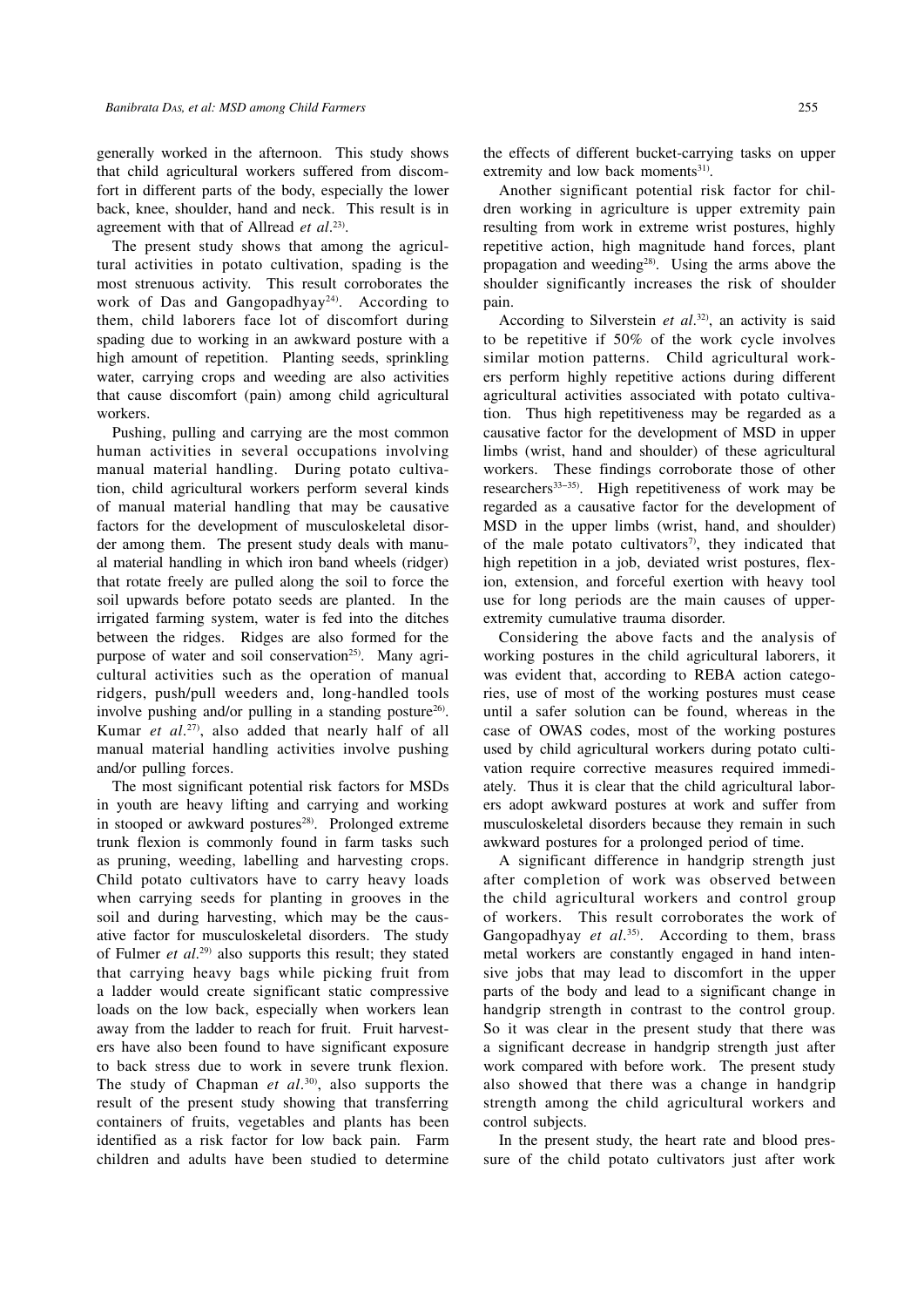generally worked in the afternoon. This study shows that child agricultural workers suffered from discomfort in different parts of the body, especially the lower back, knee, shoulder, hand and neck. This result is in agreement with that of Allread *et al*.[23].

The present study shows that among the agricultural activities in potato cultivation, spading is the most strenuous activity. This result corroborates the work of Das and Gangopadhyay[24]. According to them, child laborers face lot of discomfort during spading due to working in an awkward posture with a high amount of repetition. Planting seeds, sprinkling water, carrying crops and weeding are also activities that cause discomfort (pain) among child agricultural workers.

Pushing, pulling and carrying are the most common human activities in several occupations involving manual material handling. During potato cultivation, child agricultural workers perform several kinds of manual material handling that may be causative factors for the development of musculoskeletal disorder among them. The present study deals with manual material handling in which iron band wheels (ridger) that rotate freely are pulled along the soil to force the soil upwards before potato seeds are planted. In the irrigated farming system, water is fed into the ditches between the ridges. Ridges are also formed for the purpose of water and soil conservation[25]. Many agricultural activities such as the operation of manual ridgers, push/pull weeders and, long-handled tools involve pushing and/or pulling in a standing posture[26]. Kumar *et al*.[27], also added that nearly half of all manual material handling activities involve pushing and/or pulling forces.

The most significant potential risk factors for MSDs in youth are heavy lifting and carrying and working in stooped or awkward postures[28]. Prolonged extreme trunk flexion is commonly found in farm tasks such as pruning, weeding, labelling and harvesting crops. Child potato cultivators have to carry heavy loads when carrying seeds for planting in grooves in the soil and during harvesting, which may be the causative factor for musculoskeletal disorders. The study of Fulmer *et al*.[29] also supports this result; they stated that carrying heavy bags while picking fruit from a ladder would create significant static compressive loads on the low back, especially when workers lean away from the ladder to reach for fruit. Fruit harvesters have also been found to have significant exposure to back stress due to work in severe trunk flexion. The study of Chapman *et al*.[30], also supports the result of the present study showing that transferring containers of fruits, vegetables and plants has been identified as a risk factor for low back pain. Farm children and adults have been studied to determine the effects of different bucket-carrying tasks on upper extremity and low back moments[31].

Another significant potential risk factor for children working in agriculture is upper extremity pain resulting from work in extreme wrist postures, highly repetitive action, high magnitude hand forces, plant propagation and weeding[28]. Using the arms above the shoulder significantly increases the risk of shoulder pain.

According to Silverstein *et al*.[32], an activity is said to be repetitive if 50% of the work cycle involves similar motion patterns. Child agricultural workers perform highly repetitive actions during different agricultural activities associated with potato cultivation. Thus high repetitiveness may be regarded as a causative factor for the development of MSD in upper limbs (wrist, hand and shoulder) of these agricultural workers. These findings corroborate those of other researchers[33–35]. High repetitiveness of work may be regarded as a causative factor for the development of MSD in the upper limbs (wrist, hand, and shoulder) of the male potato cultivators[7], they indicated that high repetition in a job, deviated wrist postures, flexion, extension, and forceful exertion with heavy tool use for long periods are the main causes of upper-extremity cumulative trauma disorder.

Considering the above facts and the analysis of working postures in the child agricultural laborers, it was evident that, according to REBA action categories, use of most of the working postures must cease until a safer solution can be found, whereas in the case of OWAS codes, most of the working postures used by child agricultural workers during potato cultivation require corrective measures required immediately. Thus it is clear that the child agricultural laborers adopt awkward postures at work and suffer from musculoskeletal disorders because they remain in such awkward postures for a prolonged period of time.

A significant difference in handgrip strength just after completion of work was observed between the child agricultural workers and control group of workers. This result corroborates the work of Gangopadhyay *et al*.[35]. According to them, brass metal workers are constantly engaged in hand intensive jobs that may lead to discomfort in the upper parts of the body and lead to a significant change in handgrip strength in contrast to the control group. So it was clear in the present study that there was a significant decrease in handgrip strength just after work compared with before work. The present study also showed that there was a change in handgrip strength among the child agricultural workers and control subjects.

In the present study, the heart rate and blood pressure of the child potato cultivators just after work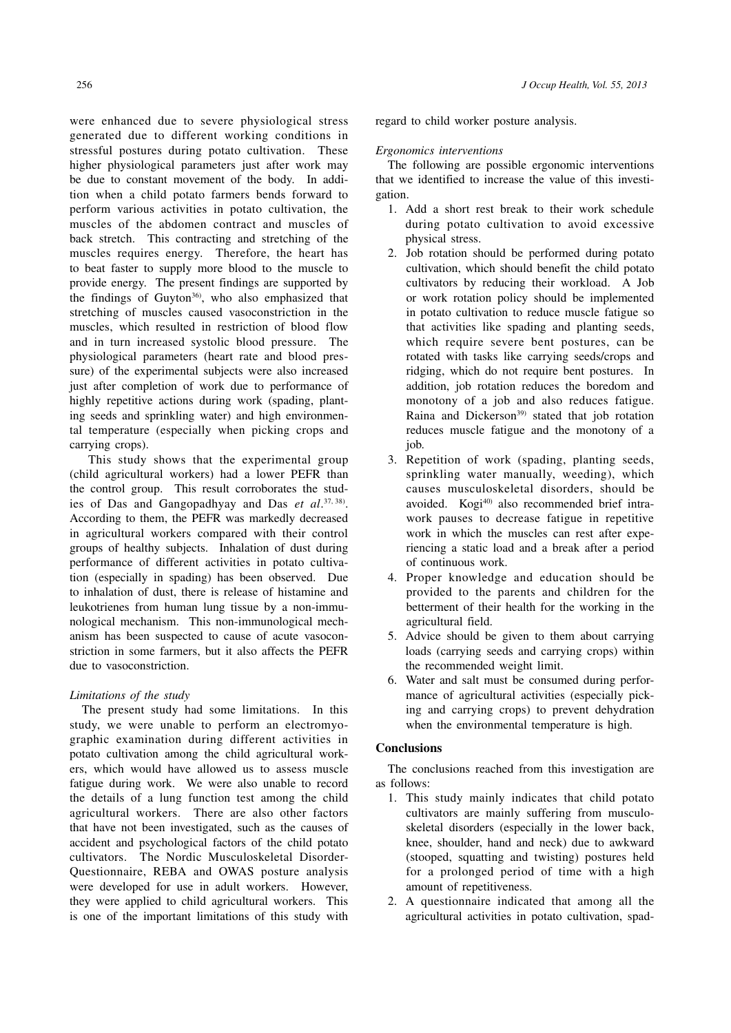were enhanced due to severe physiological stress generated due to different working conditions in stressful postures during potato cultivation. These higher physiological parameters just after work may be due to constant movement of the body. In addition when a child potato farmers bends forward to perform various activities in potato cultivation, the muscles of the abdomen contract and muscles of back stretch. This contracting and stretching of the muscles requires energy. Therefore, the heart has to beat faster to supply more blood to the muscle to provide energy. The present findings are supported by the findings of Guyton[36], who also emphasized that stretching of muscles caused vasoconstriction in the muscles, which resulted in restriction of blood flow and in turn increased systolic blood pressure. The physiological parameters (heart rate and blood pressure) of the experimental subjects were also increased just after completion of work due to performance of highly repetitive actions during work (spading, planting seeds and sprinkling water) and high environmental temperature (especially when picking crops and carrying crops).

This study shows that the experimental group (child agricultural workers) had a lower PEFR than the control group. This result corroborates the studies of Das and Gangopadhyay and Das *et al.*[37, 38]. According to them, the PEFR was markedly decreased in agricultural workers compared with their control groups of healthy subjects. Inhalation of dust during performance of different activities in potato cultivation (especially in spading) has been observed. Due to inhalation of dust, there is release of histamine and leukotrienes from human lung tissue by a non-immunological mechanism. This non-immunological mechanism has been suspected to cause of acute vasoconstriction in some farmers, but it also affects the PEFR due to vasoconstriction.

### *Limitations of the study*

The present study had some limitations. In this study, we were unable to perform an electromyographic examination during different activities in potato cultivation among the child agricultural workers, which would have allowed us to assess muscle fatigue during work. We were also unable to record the details of a lung function test among the child agricultural workers. There are also other factors that have not been investigated, such as the causes of accident and psychological factors of the child potato cultivators. The Nordic Musculoskeletal Disorder-Questionnaire, REBA and OWAS posture analysis were developed for use in adult workers. However, they were applied to child agricultural workers. This is one of the important limitations of this study with regard to child worker posture analysis.

### *Ergonomics interventions*

The following are possible ergonomic interventions that we identified to increase the value of this investigation.

1. Add a short rest break to their work schedule during potato cultivation to avoid excessive physical stress.
2. Job rotation should be performed during potato cultivation, which should benefit the child potato cultivators by reducing their workload. A Job or work rotation policy should be implemented in potato cultivation to reduce muscle fatigue so that activities like spading and planting seeds, which require severe bent postures, can be rotated with tasks like carrying seeds/crops and ridging, which do not require bent postures. In addition, job rotation reduces the boredom and monotony of a job and also reduces fatigue. Raina and Dickerson[39] stated that job rotation reduces muscle fatigue and the monotony of a job.
3. Repetition of work (spading, planting seeds, sprinkling water manually, weeding), which causes musculoskeletal disorders, should be avoided. Kogi[40] also recommended brief intra-work pauses to decrease fatigue in repetitive work in which the muscles can rest after experiencing a static load and a break after a period of continuous work.
4. Proper knowledge and education should be provided to the parents and children for the betterment of their health for the working in the agricultural field.
5. Advice should be given to them about carrying loads (carrying seeds and carrying crops) within the recommended weight limit.
6. Water and salt must be consumed during performance of agricultural activities (especially picking and carrying crops) to prevent dehydration when the environmental temperature is high.

## Conclusions

The conclusions reached from this investigation are as follows:

1. This study mainly indicates that child potato cultivators are mainly suffering from musculoskeletal disorders (especially in the lower back, knee, shoulder, hand and neck) due to awkward (stooped, squatting and twisting) postures held for a prolonged period of time with a high amount of repetitiveness.
2. A questionnaire indicated that among all the agricultural activities in potato cultivation, spad-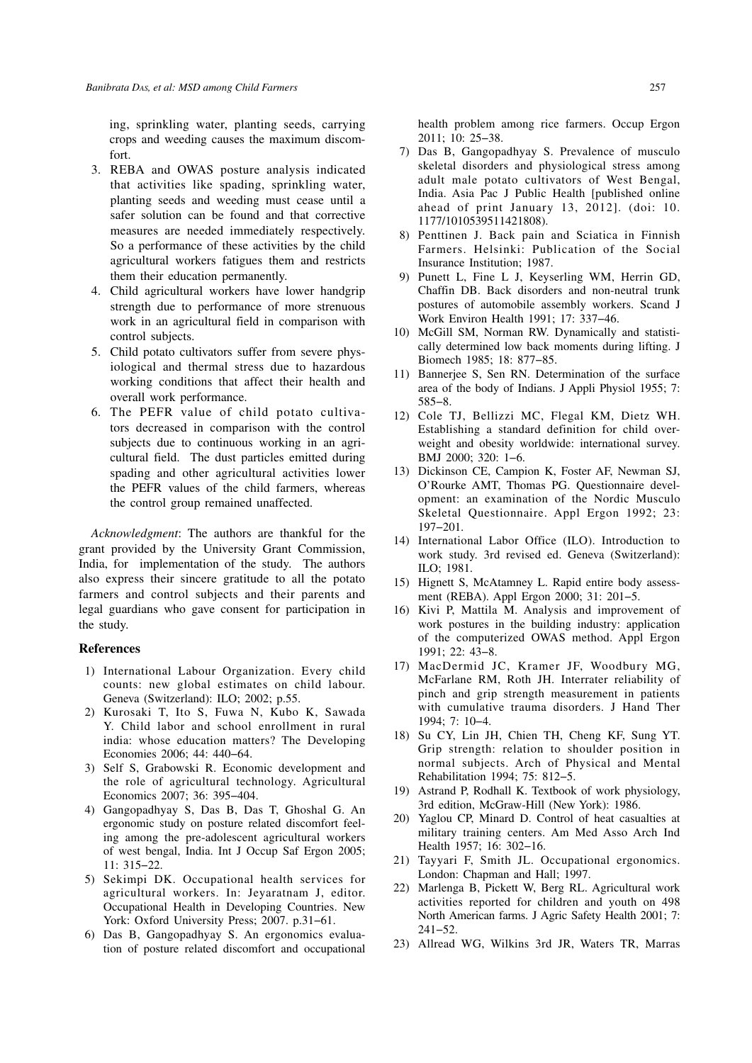ing, sprinkling water, planting seeds, carrying crops and weeding causes the maximum discomfort.

3. REBA and OWAS posture analysis indicated that activities like spading, sprinkling water, planting seeds and weeding must cease until a safer solution can be found and that corrective measures are needed immediately respectively. So a performance of these activities by the child agricultural workers fatigues them and restricts them their education permanently.
4. Child agricultural workers have lower handgrip strength due to performance of more strenuous work in an agricultural field in comparison with control subjects.
5. Child potato cultivators suffer from severe physiological and thermal stress due to hazardous working conditions that affect their health and overall work performance.
6. The PEFR value of child potato cultivators decreased in comparison with the control subjects due to continuous working in an agricultural field. The dust particles emitted during spading and other agricultural activities lower the PEFR values of the child farmers, whereas the control group remained unaffected.

*Acknowledgment*: The authors are thankful for the grant provided by the University Grant Commission, India, for implementation of the study. The authors also express their sincere gratitude to all the potato farmers and control subjects and their parents and legal guardians who gave consent for participation in the study.

## References

1) International Labour Organization. Every child counts: new global estimates on child labour. Geneva (Switzerland): ILO; 2002; p.55.
2) Kurosaki T, Ito S, Fuwa N, Kubo K, Sawada Y. Child labor and school enrollment in rural india: whose education matters? The Developing Economies 2006; 44: 440–64.
3) Self S, Grabowski R. Economic development and the role of agricultural technology. Agricultural Economics 2007; 36: 395–404.
4) Gangopadhyay S, Das B, Das T, Ghoshal G. An ergonomic study on posture related discomfort feeling among the pre-adolescent agricultural workers of west bengal, India. Int J Occup Saf Ergon 2005; 11: 315–22.
5) Sekimpi DK. Occupational health services for agricultural workers. In: Jeyaratnam J, editor. Occupational Health in Developing Countries. New York: Oxford University Press; 2007. p.31–61.
6) Das B, Gangopadhyay S. An ergonomics evaluation of posture related discomfort and occupational health problem among rice farmers. Occup Ergon 2011; 10: 25–38.
7) Das B, Gangopadhyay S. Prevalence of musculo skeletal disorders and physiological stress among adult male potato cultivators of West Bengal, India. Asia Pac J Public Health [published online ahead of print January 13, 2012]. (doi: 10. 1177/1010539511421808).
8) Penttinen J. Back pain and Sciatica in Finnish Farmers. Helsinki: Publication of the Social Insurance Institution; 1987.
9) Punett L, Fine L J, Keyserling WM, Herrin GD, Chaffin DB. Back disorders and non-neutral trunk postures of automobile assembly workers. Scand J Work Environ Health 1991; 17: 337–46.
10) McGill SM, Norman RW. Dynamically and statistically determined low back moments during lifting. J Biomech 1985; 18: 877–85.
11) Bannerjee S, Sen RN. Determination of the surface area of the body of Indians. J Appli Physiol 1955; 7: 585–8.
12) Cole TJ, Bellizzi MC, Flegal KM, Dietz WH. Establishing a standard definition for child overweight and obesity worldwide: international survey. BMJ 2000; 320: 1–6.
13) Dickinson CE, Campion K, Foster AF, Newman SJ, O'Rourke AMT, Thomas PG. Questionnaire development: an examination of the Nordic Musculo Skeletal Questionnaire. Appl Ergon 1992; 23: 197–201.
14) International Labor Office (ILO). Introduction to work study. 3rd revised ed. Geneva (Switzerland): ILO; 1981.
15) Hignett S, McAtamney L. Rapid entire body assessment (REBA). Appl Ergon 2000; 31: 201–5.
16) Kivi P, Mattila M. Analysis and improvement of work postures in the building industry: application of the computerized OWAS method. Appl Ergon 1991; 22: 43–8.
17) MacDermid JC, Kramer JF, Woodbury MG, McFarlane RM, Roth JH. Interrater reliability of pinch and grip strength measurement in patients with cumulative trauma disorders. J Hand Ther 1994; 7: 10–4.
18) Su CY, Lin JH, Chien TH, Cheng KF, Sung YT. Grip strength: relation to shoulder position in normal subjects. Arch of Physical and Mental Rehabilitation 1994; 75: 812–5.
19) Astrand P, Rodhall K. Textbook of work physiology, 3rd edition, McGraw-Hill (New York): 1986.
20) Yaglou CP, Minard D. Control of heat casualties at military training centers. Am Med Asso Arch Ind Health 1957; 16: 302–16.
21) Tayyari F, Smith JL. Occupational ergonomics. London: Chapman and Hall; 1997.
22) Marlenga B, Pickett W, Berg RL. Agricultural work activities reported for children and youth on 498 North American farms. J Agric Safety Health 2001; 7: 241–52.
23) Allread WG, Wilkins 3rd JR, Waters TR, Marras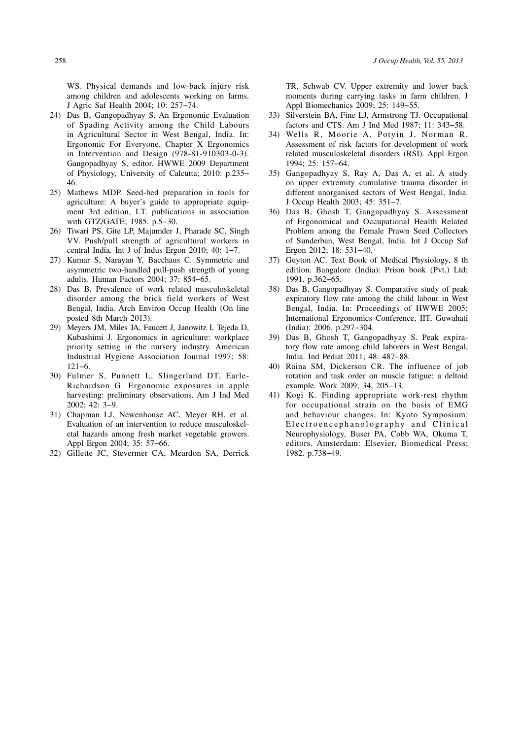WS. Physical demands and low-back injury risk among children and adolescents working on farms. J Agric Saf Health 2004; 10: 257–74.

24) Das B, Gangopadhyay S. An Ergonomic Evaluation of Spading Activity among the Child Labours in Agricultural Sector in West Bengal, India. In: Ergonomic For Everyone, Chapter X Ergonomics in Intervention and Design (978-81-910303-0-3). Gangopadhyay S, editor. HWWE 2009 Department of Physiology, University of Calcutta; 2010: p.235–46.
25) Mathews MDP. Seed-bed preparation in tools for agriculture: A buyer's guide to appropriate equipment 3rd edition, I.T. publications in association with GTZ/GATE; 1985. p.5–30.
26) Tiwari PS, Gite LP, Majumder J, Pharade SC, Singh VV. Push/pull strength of agricultural workers in central India. Int J of Indus Ergon 2010; 40: 1–7.
27) Kumar S, Narayan Y, Bacchaus C. Symmetric and asymmetric two-handled pull-push strength of young adults. Human Factors 2004; 37: 854–65.
28) Das B. Prevalence of work related musculoskeletal disorder among the brick field workers of West Bengal, India. Arch Environ Occup Health (On line posted 8th March 2013).
29) Meyers JM, Miles JA, Faucett J, Janowitz I, Tejeda D, Kubashimi J. Ergonomics in agriculture: workplace priority setting in the nursery industry. American Industrial Hygiene Association Journal 1997; 58: 121–6.
30) Fulmer S, Punnett L, Slingerland DT, Earle-Richardson G. Ergonomic exposures in apple harvesting: preliminary observations. Am J Ind Med 2002; 42: 3–9.
31) Chapman LJ, Newenhouse AC, Meyer RH, et al. Evaluation of an intervention to reduce musculoskeletal hazards among fresh market vegetable growers. Appl Ergon 2004; 35: 57–66.
32) Gillette JC, Stevermer CA, Meardon SA, Derrick TR, Schwab CV. Upper extremity and lower back moments during carrying tasks in farm children. J Appl Biomechanics 2009; 25: 149–55.
33) Silverstein BA, Fine LJ, Armstrong TJ. Occupational factors and CTS. Am J Ind Med 1987; 11: 343–58.
34) Wells R, Moorie A, Potyin J, Norman R. Assessment of risk factors for development of work related musculoskeletal disorders (RSI). Appl Ergon 1994; 25: 157–64.
35) Gangopadhyay S, Ray A, Das A, et al. A study on upper extremity cumulative trauma disorder in different unorganised sectors of West Bengal, India. J Occup Health 2003; 45: 351–7.
36) Das B, Ghosh T, Gangopadhyay S. Assessment of Ergonomical and Occupational Health Related Problem among the Female Prawn Seed Collectors of Sunderban, West Bengal, India. Int J Occup Saf Ergon 2012; 18: 531–40.
37) Guyton AC. Text Book of Medical Physiology, 8 th edition. Bangalore (India): Prism book (Pvt.) Ltd; 1991. p.362–65.
38) Das B, Gangopadhyay S. Comparative study of peak expiratory flow rate among the child labour in West Bengal, India. In: Proceedings of HWWE 2005; International Ergonomics Conference, IIT, Guwahati (India): 2006. p.297–304.
39) Das B, Ghosh T, Gangopadhyay S. Peak expiratory flow rate among child laborers in West Bengal, India. Ind Pediat 2011; 48: 487–88.
40) Raina SM, Dickerson CR. The influence of job rotation and task order on muscle fatigue: a deltoid example. Work 2009; 34, 205–13.
41) Kogi K. Finding appropriate work-rest rhythm for occupational strain on the basis of EMG and behaviour changes, In: Kyoto Symposium: Electroencephanolography and Clinical Neurophysiology, Buser PA, Cobb WA, Okuma T, editors. Amsterdam: Elsevier, Biomedical Press; 1982. p.738–49.